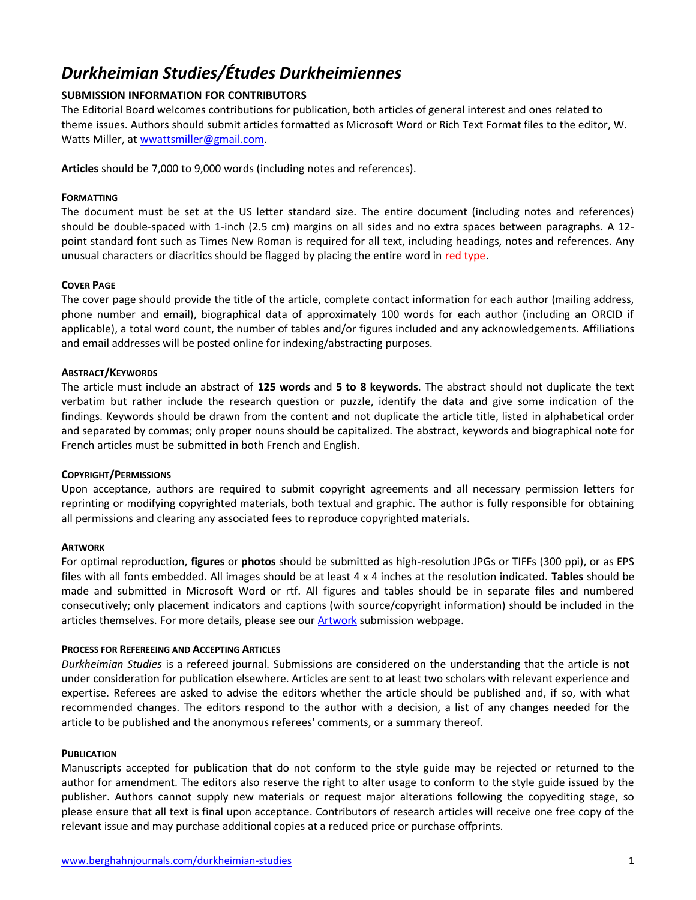# *Durkheimian Studies/Études Durkheimiennes*

**SUBMISSION INFORMATION FOR CONTRIBUTORS**

The Editorial Board welcomes contributions for publication, both articles of general interest and ones related to theme issues. Authors should submit articles formatted as Microsoft Word or Rich Text Format files to the editor, W. Watts Miller, at wwattsmiller@gmail.com.

**Articles** should be 7,000 to 9,000 words (including notes and references).

### FORMATTING

The document must be set at the US letter standard size. The entire document (including notes and references) should be double-spaced with 1-inch (2.5 cm) margins on all sides and no extra spaces between paragraphs. A 12-point standard font such as Times New Roman is required for all text, including headings, notes and references. Any unusual characters or diacritics should be flagged by placing the entire word in red type.

### COVER PAGE

The cover page should provide the title of the article, complete contact information for each author (mailing address, phone number and email), biographical data of approximately 100 words for each author (including an ORCID if applicable), a total word count, the number of tables and/or figures included and any acknowledgements. Affiliations and email addresses will be posted online for indexing/abstracting purposes.

### ABSTRACT/KEYWORDS

The article must include an abstract of **125 words** and **5 to 8 keywords**. The abstract should not duplicate the text verbatim but rather include the research question or puzzle, identify the data and give some indication of the findings. Keywords should be drawn from the content and not duplicate the article title, listed in alphabetical order and separated by commas; only proper nouns should be capitalized. The abstract, keywords and biographical note for French articles must be submitted in both French and English.

### COPYRIGHT/PERMISSIONS

Upon acceptance, authors are required to submit copyright agreements and all necessary permission letters for reprinting or modifying copyrighted materials, both textual and graphic. The author is fully responsible for obtaining all permissions and clearing any associated fees to reproduce copyrighted materials.

### ARTWORK

For optimal reproduction, **figures** or **photos** should be submitted as high-resolution JPGs or TIFFs (300 ppi), or as EPS files with all fonts embedded. All images should be at least 4 x 4 inches at the resolution indicated. **Tables** should be made and submitted in Microsoft Word or rtf. All figures and tables should be in separate files and numbered consecutively; only placement indicators and captions (with source/copyright information) should be included in the articles themselves. For more details, please see our Artwork submission webpage.

### PROCESS FOR REFEREEING AND ACCEPTING ARTICLES

*Durkheimian Studies* is a refereed journal. Submissions are considered on the understanding that the article is not under consideration for publication elsewhere. Articles are sent to at least two scholars with relevant experience and expertise. Referees are asked to advise the editors whether the article should be published and, if so, with what recommended changes. The editors respond to the author with a decision, a list of any changes needed for the article to be published and the anonymous referees' comments, or a summary thereof.

### PUBLICATION

Manuscripts accepted for publication that do not conform to the style guide may be rejected or returned to the author for amendment. The editors also reserve the right to alter usage to conform to the style guide issued by the publisher. Authors cannot supply new materials or request major alterations following the copyediting stage, so please ensure that all text is final upon acceptance. Contributors of research articles will receive one free copy of the relevant issue and may purchase additional copies at a reduced price or purchase offprints.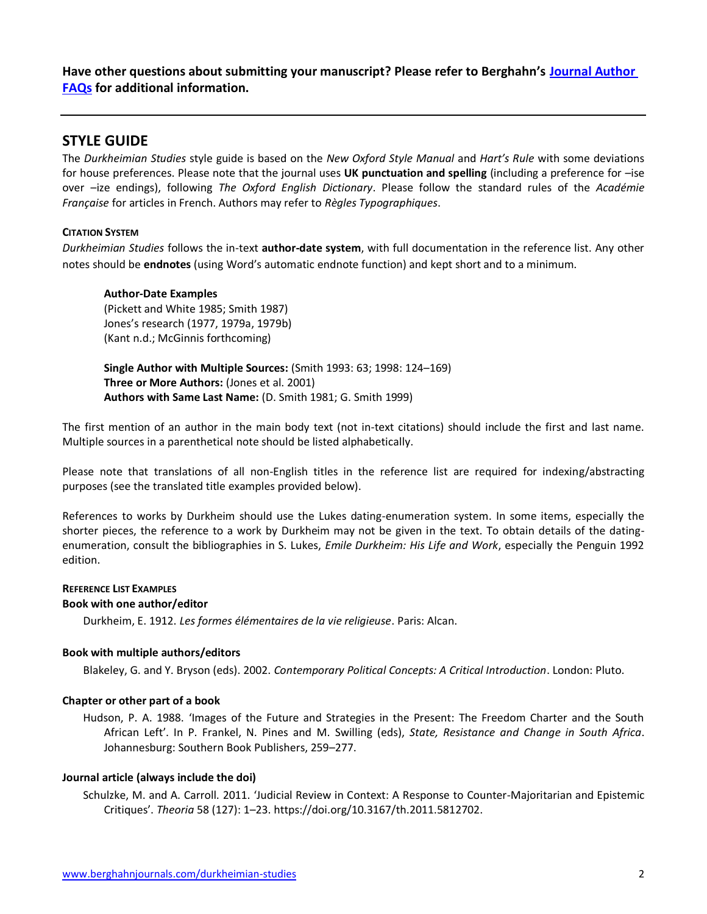**Have other questions about submitting your manuscript? Please refer to Berghahn's [Journal Author FAQs](#) for additional information.**

---

## STYLE GUIDE

The *Durkheimian Studies* style guide is based on the *New Oxford Style Manual* and *Hart's Rule* with some deviations for house preferences. Please note that the journal uses **UK punctuation and spelling** (including a preference for –ise over –ize endings), following *The Oxford English Dictionary*. Please follow the standard rules of the *Académie Française* for articles in French. Authors may refer to *Règles Typographiques*.

#### CITATION SYSTEM

*Durkheimian Studies* follows the in-text **author-date system**, with full documentation in the reference list. Any other notes should be **endnotes** (using Word's automatic endnote function) and kept short and to a minimum.

> **Author-Date Examples**
> (Pickett and White 1985; Smith 1987)
> Jones's research (1977, 1979a, 1979b)
> (Kant n.d.; McGinnis forthcoming)
>
> **Single Author with Multiple Sources:** (Smith 1993: 63; 1998: 124–169)
> **Three or More Authors:** (Jones et al. 2001)
> **Authors with Same Last Name:** (D. Smith 1981; G. Smith 1999)

The first mention of an author in the main body text (not in-text citations) should include the first and last name. Multiple sources in a parenthetical note should be listed alphabetically.

Please note that translations of all non-English titles in the reference list are required for indexing/abstracting purposes (see the translated title examples provided below).

References to works by Durkheim should use the Lukes dating-enumeration system. In some items, especially the shorter pieces, the reference to a work by Durkheim may not be given in the text. To obtain details of the dating-enumeration, consult the bibliographies in S. Lukes, *Emile Durkheim: His Life and Work*, especially the Penguin 1992 edition.

#### REFERENCE LIST EXAMPLES

**Book with one author/editor**

> Durkheim, E. 1912. *Les formes élémentaires de la vie religieuse*. Paris: Alcan.

**Book with multiple authors/editors**

> Blakeley, G. and Y. Bryson (eds). 2002. *Contemporary Political Concepts: A Critical Introduction*. London: Pluto.

**Chapter or other part of a book**

> Hudson, P. A. 1988. 'Images of the Future and Strategies in the Present: The Freedom Charter and the South African Left'. In P. Frankel, N. Pines and M. Swilling (eds), *State, Resistance and Change in South Africa*. Johannesburg: Southern Book Publishers, 259–277.

**Journal article (always include the doi)**

> Schulzke, M. and A. Carroll. 2011. 'Judicial Review in Context: A Response to Counter-Majoritarian and Epistemic Critiques'. *Theoria* 58 (127): 1–23. https://doi.org/10.3167/th.2011.5812702.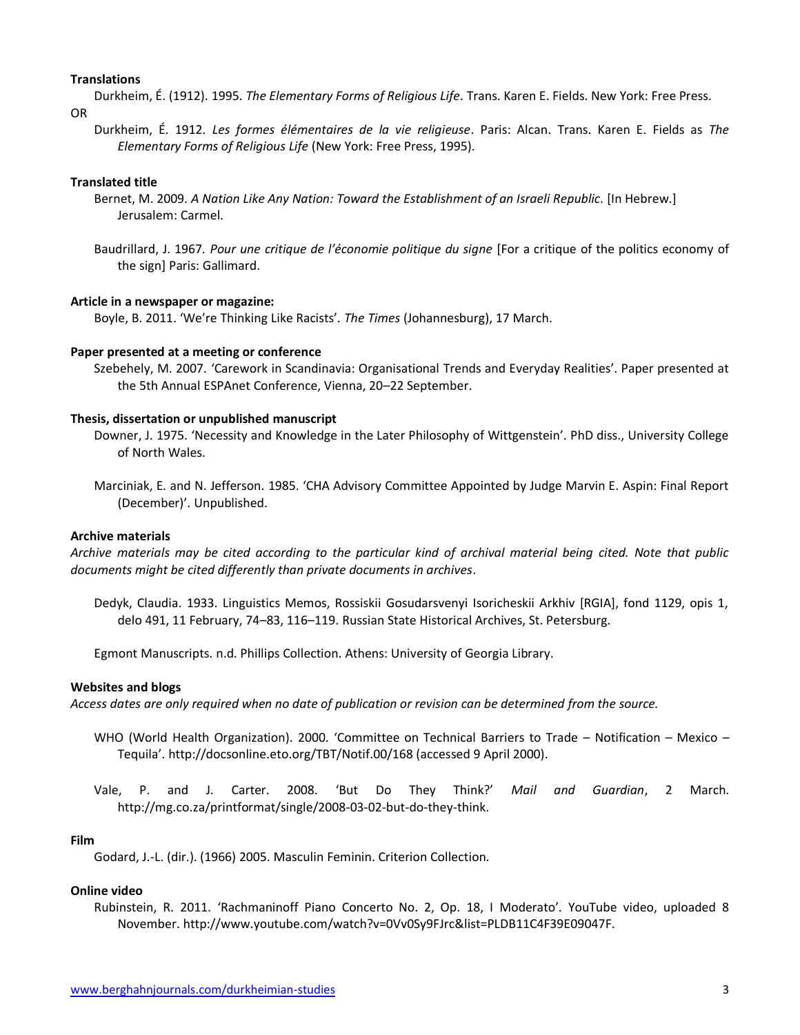**Translations**

Durkheim, É. (1912). 1995. *The Elementary Forms of Religious Life*. Trans. Karen E. Fields. New York: Free Press.

OR

Durkheim, É. 1912. *Les formes élémentaires de la vie religieuse*. Paris: Alcan. Trans. Karen E. Fields as *The Elementary Forms of Religious Life* (New York: Free Press, 1995).

**Translated title**

Bernet, M. 2009. *A Nation Like Any Nation: Toward the Establishment of an Israeli Republic*. [In Hebrew.] Jerusalem: Carmel.

Baudrillard, J. 1967. *Pour une critique de l'économie politique du signe* [For a critique of the politics economy of the sign] Paris: Gallimard.

**Article in a newspaper or magazine:**

Boyle, B. 2011. 'We're Thinking Like Racists'. *The Times* (Johannesburg), 17 March.

**Paper presented at a meeting or conference**

Szebehely, M. 2007. 'Carework in Scandinavia: Organisational Trends and Everyday Realities'. Paper presented at the 5th Annual ESPAnet Conference, Vienna, 20–22 September.

**Thesis, dissertation or unpublished manuscript**

Downer, J. 1975. 'Necessity and Knowledge in the Later Philosophy of Wittgenstein'. PhD diss., University College of North Wales.

Marciniak, E. and N. Jefferson. 1985. 'CHA Advisory Committee Appointed by Judge Marvin E. Aspin: Final Report (December)'. Unpublished.

**Archive materials**

*Archive materials may be cited according to the particular kind of archival material being cited. Note that public documents might be cited differently than private documents in archives*.

Dedyk, Claudia. 1933. Linguistics Memos, Rossiskii Gosudarsvenyi Isoricheskii Arkhiv [RGIA], fond 1129, opis 1, delo 491, 11 February, 74–83, 116–119. Russian State Historical Archives, St. Petersburg.

Egmont Manuscripts. n.d. Phillips Collection. Athens: University of Georgia Library.

**Websites and blogs**

*Access dates are only required when no date of publication or revision can be determined from the source.*

WHO (World Health Organization). 2000. 'Committee on Technical Barriers to Trade – Notification – Mexico – Tequila'. http://docsonline.eto.org/TBT/Notif.00/168 (accessed 9 April 2000).

Vale, P. and J. Carter. 2008. 'But Do They Think?' *Mail and Guardian*, 2 March. http://mg.co.za/printformat/single/2008-03-02-but-do-they-think.

**Film**

Godard, J.-L. (dir.). (1966) 2005. Masculin Feminin. Criterion Collection.

**Online video**

Rubinstein, R. 2011. 'Rachmaninoff Piano Concerto No. 2, Op. 18, I Moderato'. YouTube video, uploaded 8 November. http://www.youtube.com/watch?v=0Vv0Sy9FJrc&list=PLDB11C4F39E09047F.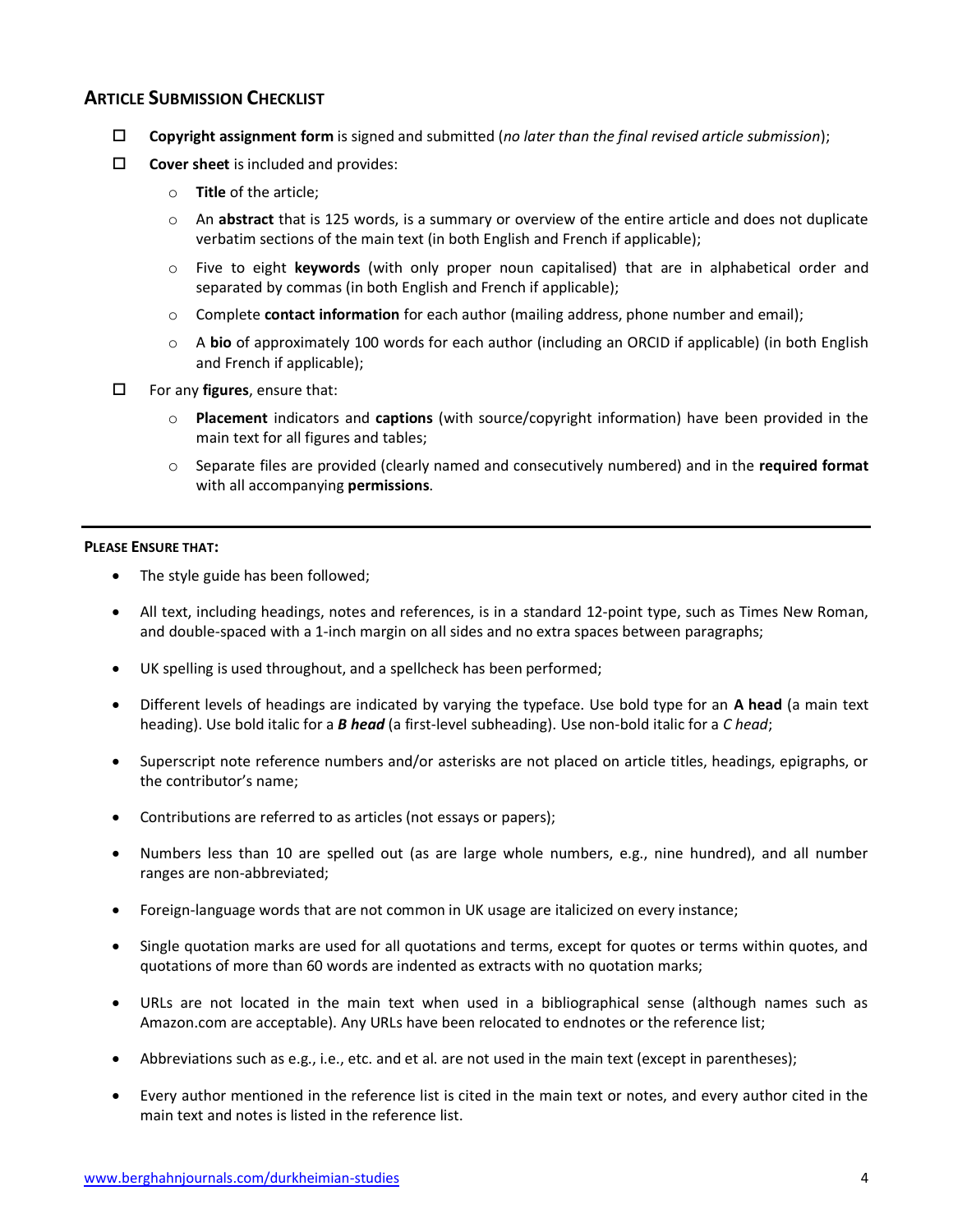## ARTICLE SUBMISSION CHECKLIST

- ☐ **Copyright assignment form** is signed and submitted (*no later than the final revised article submission*);
- ☐ **Cover sheet** is included and provides:
  - **Title** of the article;
  - An **abstract** that is 125 words, is a summary or overview of the entire article and does not duplicate verbatim sections of the main text (in both English and French if applicable);
  - Five to eight **keywords** (with only proper noun capitalised) that are in alphabetical order and separated by commas (in both English and French if applicable);
  - Complete **contact information** for each author (mailing address, phone number and email);
  - A **bio** of approximately 100 words for each author (including an ORCID if applicable) (in both English and French if applicable);
- ☐ For any **figures**, ensure that:
  - **Placement** indicators and **captions** (with source/copyright information) have been provided in the main text for all figures and tables;
  - Separate files are provided (clearly named and consecutively numbered) and in the **required format** with all accompanying **permissions**.

---

**PLEASE ENSURE THAT:**

- The style guide has been followed;
- All text, including headings, notes and references, is in a standard 12-point type, such as Times New Roman, and double-spaced with a 1-inch margin on all sides and no extra spaces between paragraphs;
- UK spelling is used throughout, and a spellcheck has been performed;
- Different levels of headings are indicated by varying the typeface. Use bold type for an **A head** (a main text heading). Use bold italic for a ***B head*** (a first-level subheading). Use non-bold italic for a *C head*;
- Superscript note reference numbers and/or asterisks are not placed on article titles, headings, epigraphs, or the contributor's name;
- Contributions are referred to as articles (not essays or papers);
- Numbers less than 10 are spelled out (as are large whole numbers, e.g., nine hundred), and all number ranges are non-abbreviated;
- Foreign-language words that are not common in UK usage are italicized on every instance;
- Single quotation marks are used for all quotations and terms, except for quotes or terms within quotes, and quotations of more than 60 words are indented as extracts with no quotation marks;
- URLs are not located in the main text when used in a bibliographical sense (although names such as Amazon.com are acceptable). Any URLs have been relocated to endnotes or the reference list;
- Abbreviations such as e.g., i.e., etc. and et al. are not used in the main text (except in parentheses);
- Every author mentioned in the reference list is cited in the main text or notes, and every author cited in the main text and notes is listed in the reference list.